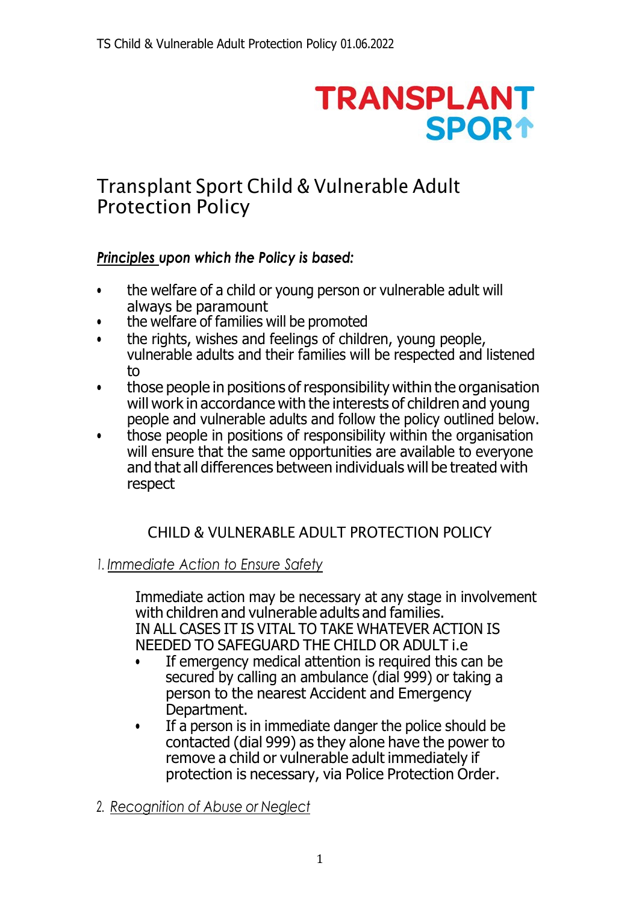TRANSPLANT SPORT

# Transplant Sport Child & Vulnerable Adult Protection Policy

***Principles upon which the Policy is based:***

- the welfare of a child or young person or vulnerable adult will always be paramount
- the welfare of families will be promoted
- the rights, wishes and feelings of children, young people, vulnerable adults and their families will be respected and listened to
- those people in positions of responsibility within the organisation will work in accordance with the interests of children and young people and vulnerable adults and follow the policy outlined below.
- those people in positions of responsibility within the organisation will ensure that the same opportunities are available to everyone and that all differences between individuals will be treated with respect

## CHILD & VULNERABLE ADULT PROTECTION POLICY

### 1. *Immediate Action to Ensure Safety*

Immediate action may be necessary at any stage in involvement with children and vulnerable adults and families.
IN ALL CASES IT IS VITAL TO TAKE WHATEVER ACTION IS NEEDED TO SAFEGUARD THE CHILD OR ADULT i.e

- If emergency medical attention is required this can be secured by calling an ambulance (dial 999) or taking a person to the nearest Accident and Emergency Department.
- If a person is in immediate danger the police should be contacted (dial 999) as they alone have the power to remove a child or vulnerable adult immediately if protection is necessary, via Police Protection Order.

### 2. *Recognition of Abuse or Neglect*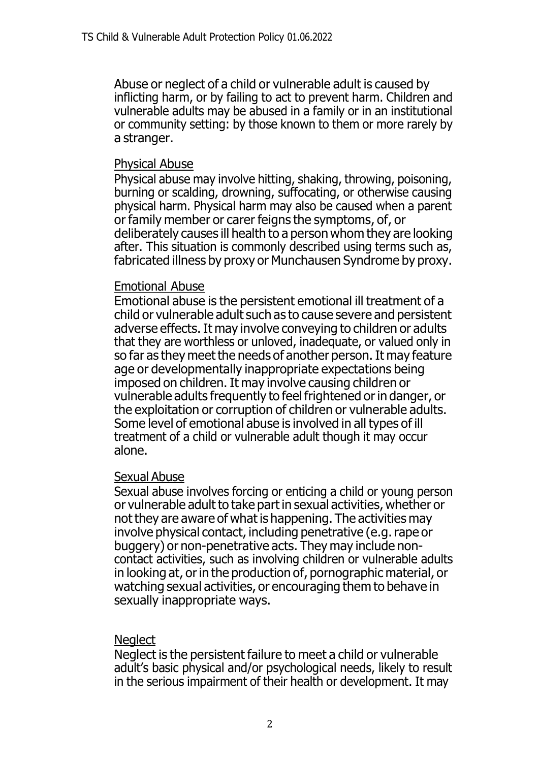Abuse or neglect of a child or vulnerable adult is caused by inflicting harm, or by failing to act to prevent harm. Children and vulnerable adults may be abused in a family or in an institutional or community setting: by those known to them or more rarely by a stranger.

<u>Physical Abuse</u>

Physical abuse may involve hitting, shaking, throwing, poisoning, burning or scalding, drowning, suffocating, or otherwise causing physical harm. Physical harm may also be caused when a parent or family member or carer feigns the symptoms, of, or deliberately causes ill health to a person whom they are looking after. This situation is commonly described using terms such as, fabricated illness by proxy or Munchausen Syndrome by proxy.

<u>Emotional Abuse</u>

Emotional abuse is the persistent emotional ill treatment of a child or vulnerable adult such as to cause severe and persistent adverse effects. It may involve conveying to children or adults that they are worthless or unloved, inadequate, or valued only in so far as they meet the needs of another person. It may feature age or developmentally inappropriate expectations being imposed on children. It may involve causing children or vulnerable adults frequently to feel frightened or in danger, or the exploitation or corruption of children or vulnerable adults. Some level of emotional abuse is involved in all types of ill treatment of a child or vulnerable adult though it may occur alone.

<u>Sexual Abuse</u>

Sexual abuse involves forcing or enticing a child or young person or vulnerable adult to take part in sexual activities, whether or not they are aware of what is happening. The activities may involve physical contact, including penetrative (e.g. rape or buggery) or non-penetrative acts. They may include non-contact activities, such as involving children or vulnerable adults in looking at, or in the production of, pornographic material, or watching sexual activities, or encouraging them to behave in sexually inappropriate ways.

<u>Neglect</u>

Neglect is the persistent failure to meet a child or vulnerable adult's basic physical and/or psychological needs, likely to result in the serious impairment of their health or development. It may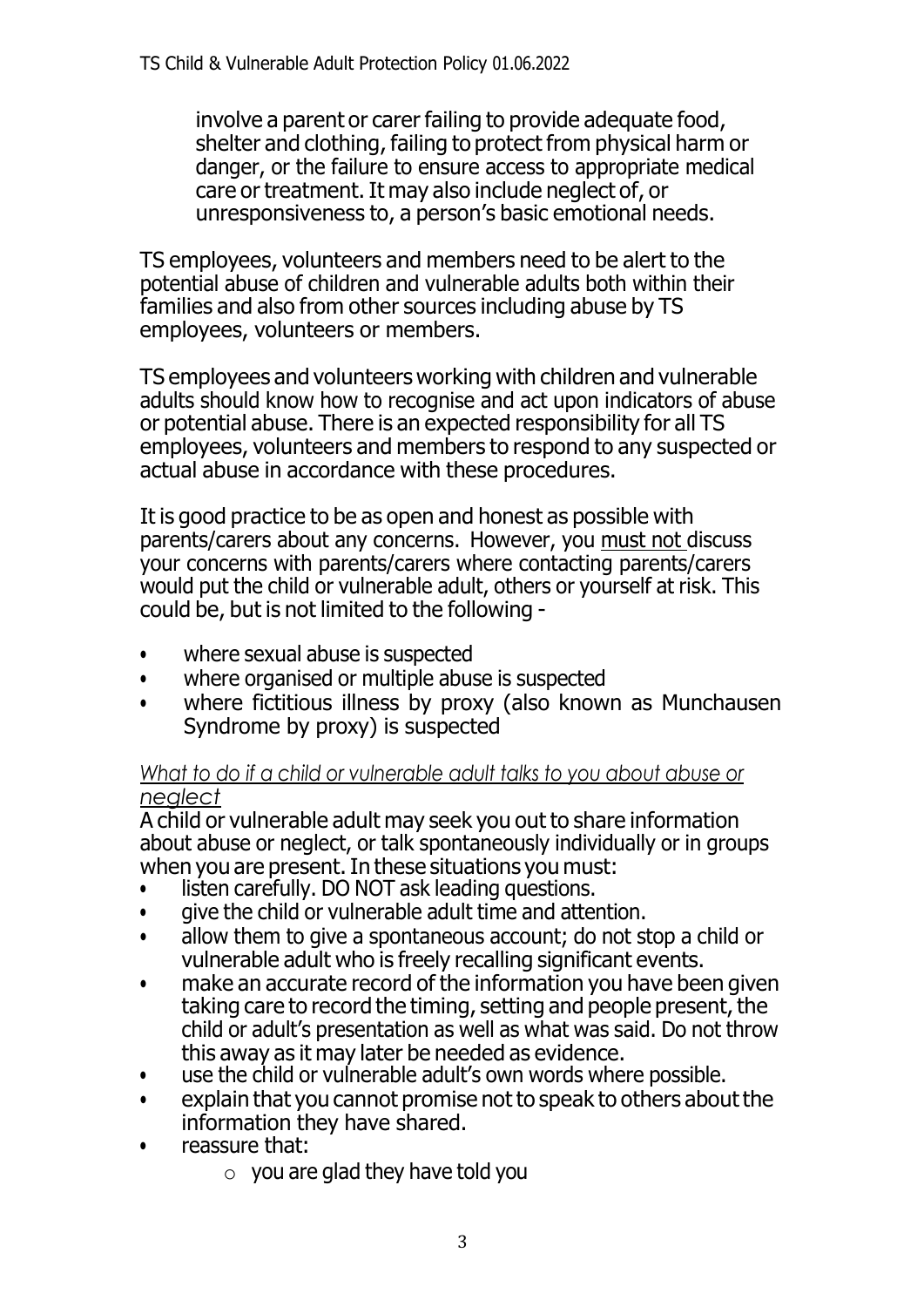involve a parent or carer failing to provide adequate food, shelter and clothing, failing to protect from physical harm or danger, or the failure to ensure access to appropriate medical care or treatment. It may also include neglect of, or unresponsiveness to, a person's basic emotional needs.

TS employees, volunteers and members need to be alert to the potential abuse of children and vulnerable adults both within their families and also from other sources including abuse by TS employees, volunteers or members.

TS employees and volunteers working with children and vulnerable adults should know how to recognise and act upon indicators of abuse or potential abuse. There is an expected responsibility for all TS employees, volunteers and members to respond to any suspected or actual abuse in accordance with these procedures.

It is good practice to be as open and honest as possible with parents/carers about any concerns. However, you <u>must not</u> discuss your concerns with parents/carers where contacting parents/carers would put the child or vulnerable adult, others or yourself at risk. This could be, but is not limited to the following -

- where sexual abuse is suspected
- where organised or multiple abuse is suspected
- where fictitious illness by proxy (also known as Munchausen Syndrome by proxy) is suspected

<u>*What to do if a child or vulnerable adult talks to you about abuse or neglect*</u>

A child or vulnerable adult may seek you out to share information about abuse or neglect, or talk spontaneously individually or in groups when you are present. In these situations you must:

- listen carefully. DO NOT ask leading questions.
- give the child or vulnerable adult time and attention.
- allow them to give a spontaneous account; do not stop a child or vulnerable adult who is freely recalling significant events.
- make an accurate record of the information you have been given taking care to record the timing, setting and people present, the child or adult's presentation as well as what was said. Do not throw this away as it may later be needed as evidence.
- use the child or vulnerable adult's own words where possible.
- explain that you cannot promise not to speak to others about the information they have shared.
- reassure that:
    - you are glad they have told you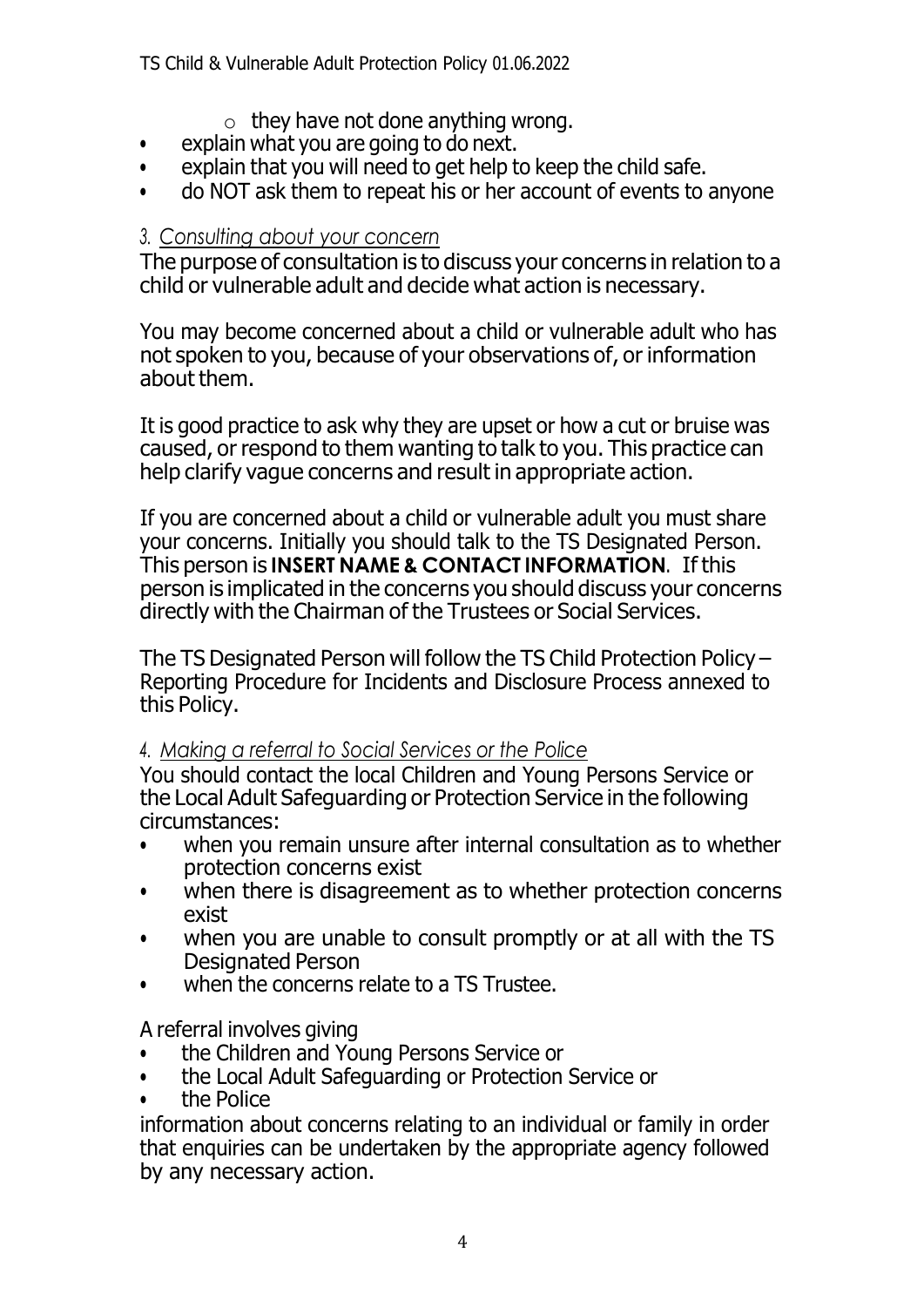- they have not done anything wrong.
- explain what you are going to do next.
- explain that you will need to get help to keep the child safe.
- do NOT ask them to repeat his or her account of events to anyone

### *3. Consulting about your concern*

The purpose of consultation is to discuss your concerns in relation to a child or vulnerable adult and decide what action is necessary.

You may become concerned about a child or vulnerable adult who has not spoken to you, because of your observations of, or information about them.

It is good practice to ask why they are upset or how a cut or bruise was caused, or respond to them wanting to talk to you. This practice can help clarify vague concerns and result in appropriate action.

If you are concerned about a child or vulnerable adult you must share your concerns. Initially you should talk to the TS Designated Person. This person is **INSERT NAME & CONTACT INFORMATION**. If this person is implicated in the concerns you should discuss your concerns directly with the Chairman of the Trustees or Social Services.

The TS Designated Person will follow the TS Child Protection Policy – Reporting Procedure for Incidents and Disclosure Process annexed to this Policy.

### *4. Making a referral to Social Services or the Police*

You should contact the local Children and Young Persons Service or the Local Adult Safeguarding or Protection Service in the following circumstances:

- when you remain unsure after internal consultation as to whether protection concerns exist
- when there is disagreement as to whether protection concerns exist
- when you are unable to consult promptly or at all with the TS Designated Person
- when the concerns relate to a TS Trustee.

A referral involves giving

- the Children and Young Persons Service or
- the Local Adult Safeguarding or Protection Service or
- the Police

information about concerns relating to an individual or family in order that enquiries can be undertaken by the appropriate agency followed by any necessary action.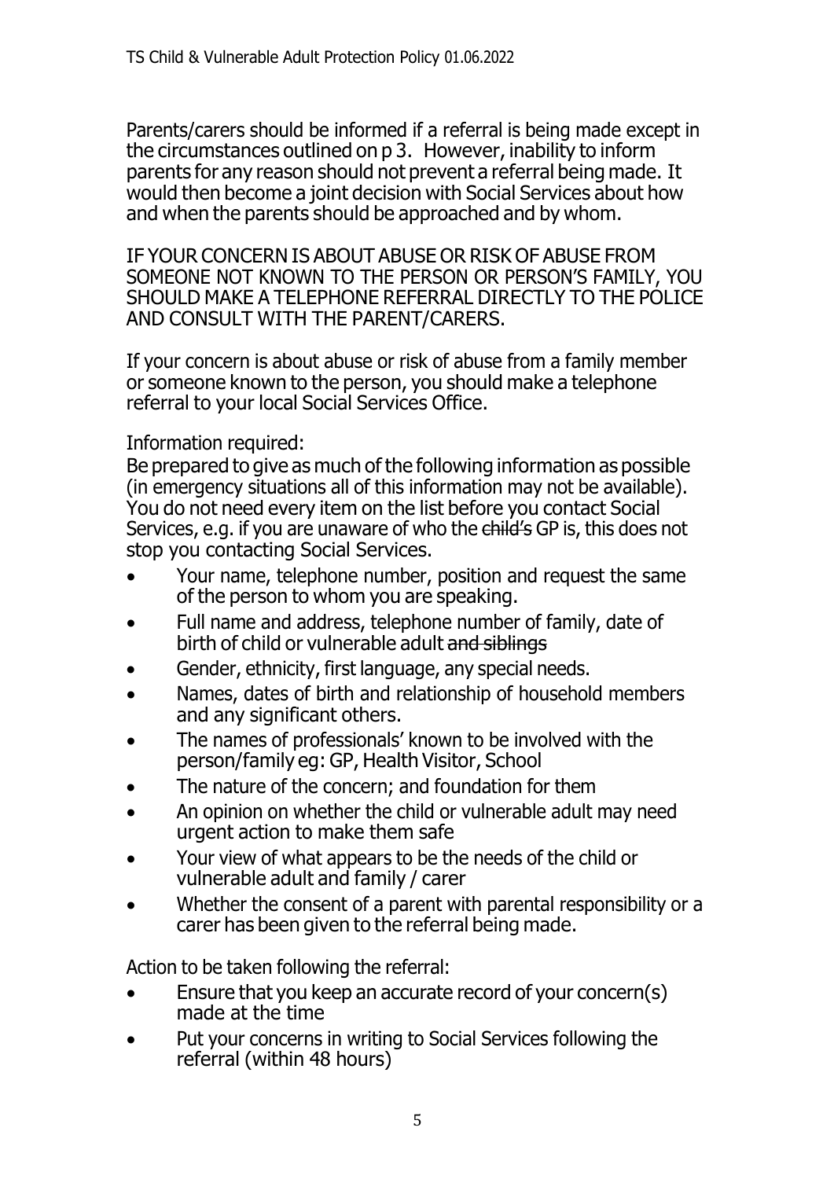Parents/carers should be informed if a referral is being made except in the circumstances outlined on p 3. However, inability to inform parents for any reason should not prevent a referral being made. It would then become a joint decision with Social Services about how and when the parents should be approached and by whom.

IF YOUR CONCERN IS ABOUT ABUSE OR RISK OF ABUSE FROM SOMEONE NOT KNOWN TO THE PERSON OR PERSON'S FAMILY, YOU SHOULD MAKE A TELEPHONE REFERRAL DIRECTLY TO THE POLICE AND CONSULT WITH THE PARENT/CARERS.

If your concern is about abuse or risk of abuse from a family member or someone known to the person, you should make a telephone referral to your local Social Services Office.

Information required:
Be prepared to give as much of the following information as possible (in emergency situations all of this information may not be available). You do not need every item on the list before you contact Social Services, e.g. if you are unaware of who the ~~child's~~ GP is, this does not stop you contacting Social Services.

- Your name, telephone number, position and request the same of the person to whom you are speaking.
- Full name and address, telephone number of family, date of birth of child or vulnerable adult ~~and siblings~~
- Gender, ethnicity, first language, any special needs.
- Names, dates of birth and relationship of household members and any significant others.
- The names of professionals' known to be involved with the person/family eg: GP, Health Visitor, School
- The nature of the concern; and foundation for them
- An opinion on whether the child or vulnerable adult may need urgent action to make them safe
- Your view of what appears to be the needs of the child or vulnerable adult and family / carer
- Whether the consent of a parent with parental responsibility or a carer has been given to the referral being made.

Action to be taken following the referral:

- Ensure that you keep an accurate record of your concern(s) made at the time
- Put your concerns in writing to Social Services following the referral (within 48 hours)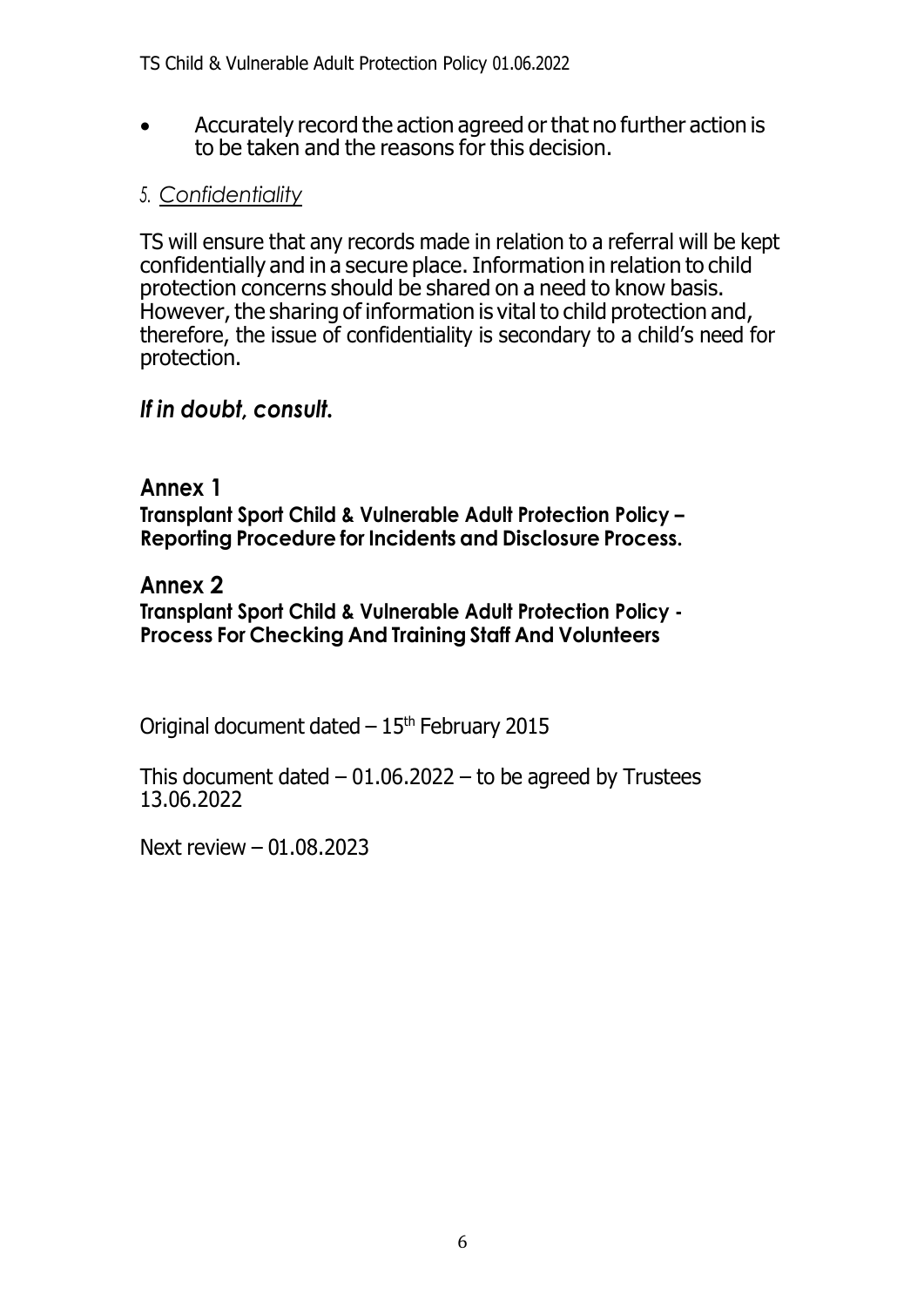- Accurately record the action agreed or that no further action is to be taken and the reasons for this decision.

### 5. *Confidentiality*

TS will ensure that any records made in relation to a referral will be kept confidentially and in a secure place. Information in relation to child protection concerns should be shared on a need to know basis. However, the sharing of information is vital to child protection and, therefore, the issue of confidentiality is secondary to a child's need for protection.

***If in doubt, consult.***

## Annex 1

**Transplant Sport Child & Vulnerable Adult Protection Policy – Reporting Procedure for Incidents and Disclosure Process.**

## Annex 2

**Transplant Sport Child & Vulnerable Adult Protection Policy - Process For Checking And Training Staff And Volunteers**

Original document dated – 15th February 2015

This document dated – 01.06.2022 – to be agreed by Trustees 13.06.2022

Next review – 01.08.2023